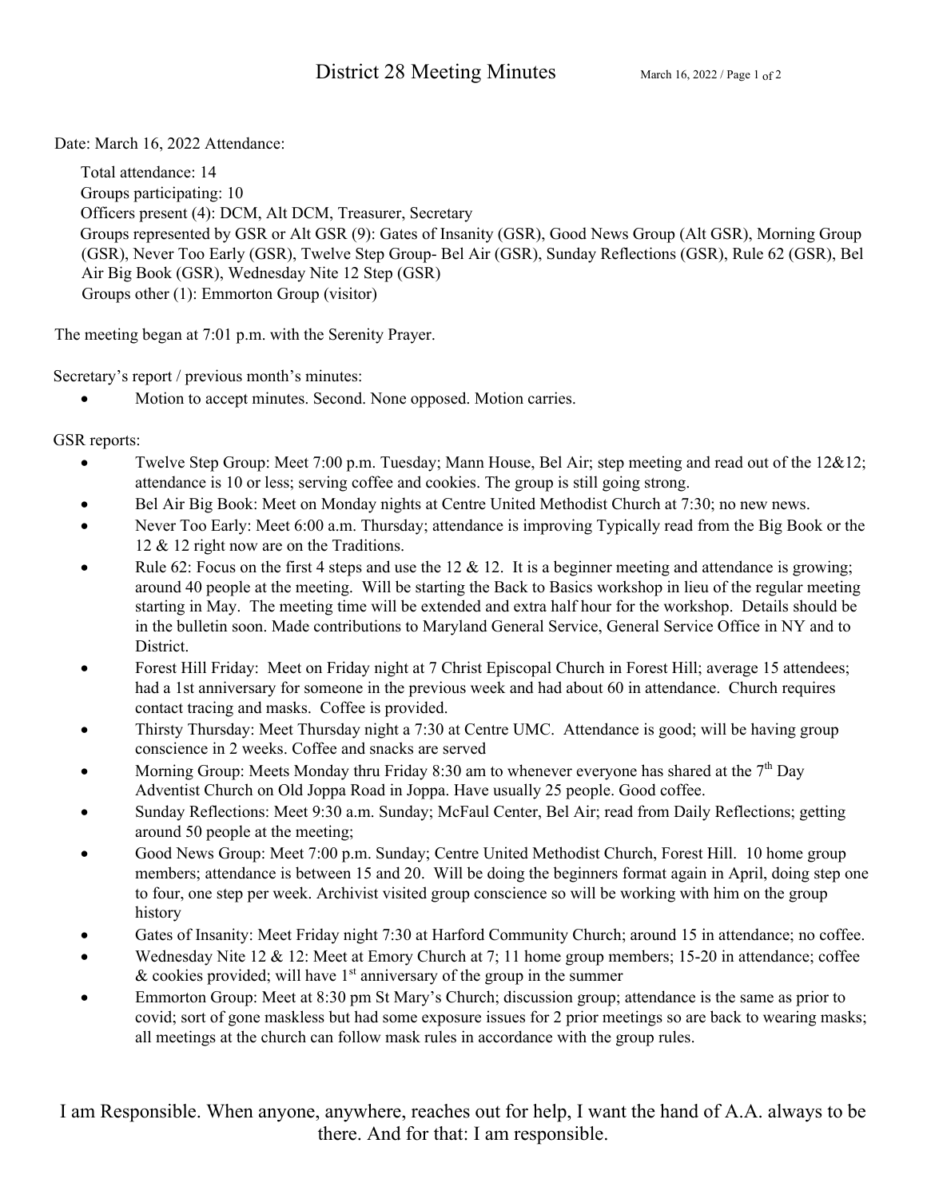# District 28 Meeting Minutes

Date: March 16, 2022 Attendance:

Total attendance: 14
Groups participating: 10
Officers present (4): DCM, Alt DCM, Treasurer, Secretary
Groups represented by GSR or Alt GSR (9): Gates of Insanity (GSR), Good News Group (Alt GSR), Morning Group (GSR), Never Too Early (GSR), Twelve Step Group- Bel Air (GSR), Sunday Reflections (GSR), Rule 62 (GSR), Bel Air Big Book (GSR), Wednesday Nite 12 Step (GSR)
Groups other (1): Emmorton Group (visitor)

The meeting began at 7:01 p.m. with the Serenity Prayer.

Secretary's report / previous month's minutes:

- Motion to accept minutes. Second. None opposed. Motion carries.

GSR reports:

- Twelve Step Group: Meet 7:00 p.m. Tuesday; Mann House, Bel Air; step meeting and read out of the 12&12; attendance is 10 or less; serving coffee and cookies. The group is still going strong.
- Bel Air Big Book: Meet on Monday nights at Centre United Methodist Church at 7:30; no new news.
- Never Too Early: Meet 6:00 a.m. Thursday; attendance is improving Typically read from the Big Book or the 12 & 12 right now are on the Traditions.
- Rule 62: Focus on the first 4 steps and use the 12 & 12. It is a beginner meeting and attendance is growing; around 40 people at the meeting. Will be starting the Back to Basics workshop in lieu of the regular meeting starting in May. The meeting time will be extended and extra half hour for the workshop. Details should be in the bulletin soon. Made contributions to Maryland General Service, General Service Office in NY and to District.
- Forest Hill Friday: Meet on Friday night at 7 Christ Episcopal Church in Forest Hill; average 15 attendees; had a 1st anniversary for someone in the previous week and had about 60 in attendance. Church requires contact tracing and masks. Coffee is provided.
- Thirsty Thursday: Meet Thursday night a 7:30 at Centre UMC. Attendance is good; will be having group conscience in 2 weeks. Coffee and snacks are served
- Morning Group: Meets Monday thru Friday 8:30 am to whenever everyone has shared at the 7th Day Adventist Church on Old Joppa Road in Joppa. Have usually 25 people. Good coffee.
- Sunday Reflections: Meet 9:30 a.m. Sunday; McFaul Center, Bel Air; read from Daily Reflections; getting around 50 people at the meeting;
- Good News Group: Meet 7:00 p.m. Sunday; Centre United Methodist Church, Forest Hill. 10 home group members; attendance is between 15 and 20. Will be doing the beginners format again in April, doing step one to four, one step per week. Archivist visited group conscience so will be working with him on the group history
- Gates of Insanity: Meet Friday night 7:30 at Harford Community Church; around 15 in attendance; no coffee.
- Wednesday Nite 12 & 12: Meet at Emory Church at 7; 11 home group members; 15-20 in attendance; coffee & cookies provided; will have 1st anniversary of the group in the summer
- Emmorton Group: Meet at 8:30 pm St Mary's Church; discussion group; attendance is the same as prior to covid; sort of gone maskless but had some exposure issues for 2 prior meetings so are back to wearing masks; all meetings at the church can follow mask rules in accordance with the group rules.

I am Responsible. When anyone, anywhere, reaches out for help, I want the hand of A.A. always to be there. And for that: I am responsible.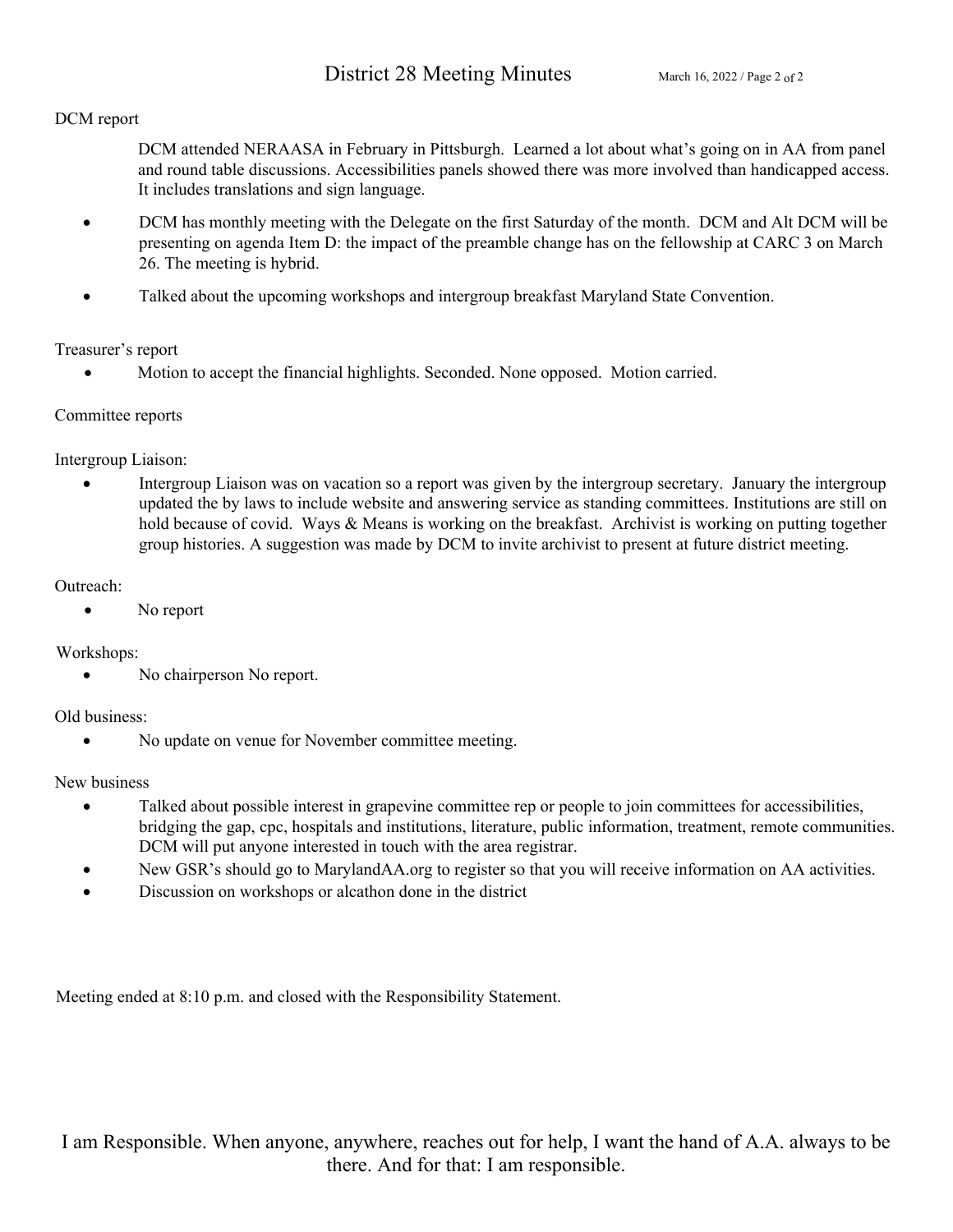DCM report

DCM attended NERAASA in February in Pittsburgh. Learned a lot about what's going on in AA from panel and round table discussions. Accessibilities panels showed there was more involved than handicapped access. It includes translations and sign language.

- DCM has monthly meeting with the Delegate on the first Saturday of the month. DCM and Alt DCM will be presenting on agenda Item D: the impact of the preamble change has on the fellowship at CARC 3 on March 26. The meeting is hybrid.
- Talked about the upcoming workshops and intergroup breakfast Maryland State Convention.

Treasurer's report

- Motion to accept the financial highlights. Seconded. None opposed. Motion carried.

Committee reports

Intergroup Liaison:

- Intergroup Liaison was on vacation so a report was given by the intergroup secretary. January the intergroup updated the by laws to include website and answering service as standing committees. Institutions are still on hold because of covid. Ways & Means is working on the breakfast. Archivist is working on putting together group histories. A suggestion was made by DCM to invite archivist to present at future district meeting.

Outreach:

- No report

Workshops:

- No chairperson No report.

Old business:

- No update on venue for November committee meeting.

New business

- Talked about possible interest in grapevine committee rep or people to join committees for accessibilities, bridging the gap, cpc, hospitals and institutions, literature, public information, treatment, remote communities. DCM will put anyone interested in touch with the area registrar.
- New GSR's should go to MarylandAA.org to register so that you will receive information on AA activities.
- Discussion on workshops or alcathon done in the district

Meeting ended at 8:10 p.m. and closed with the Responsibility Statement.

I am Responsible. When anyone, anywhere, reaches out for help, I want the hand of A.A. always to be there. And for that: I am responsible.